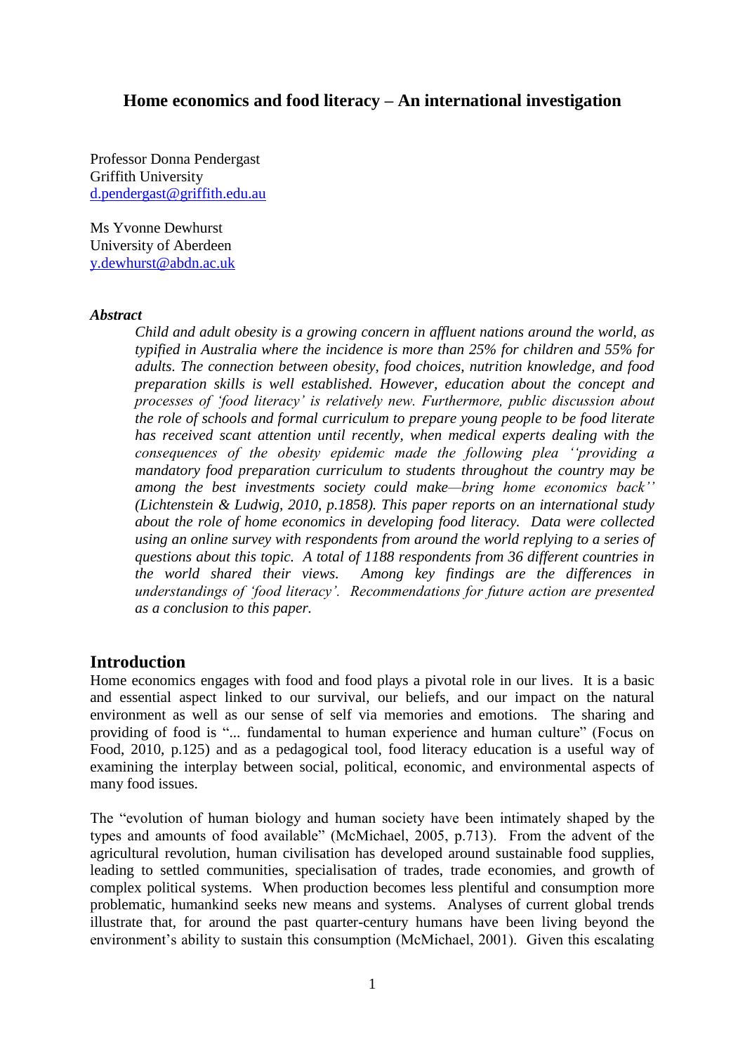# Home economics and food literacy – An international investigation

Professor Donna Pendergast
Griffith University
d.pendergast@griffith.edu.au

Ms Yvonne Dewhurst
University of Aberdeen
y.dewhurst@abdn.ac.uk

***Abstract***

*Child and adult obesity is a growing concern in affluent nations around the world, as typified in Australia where the incidence is more than 25% for children and 55% for adults. The connection between obesity, food choices, nutrition knowledge, and food preparation skills is well established. However, education about the concept and processes of 'food literacy' is relatively new. Furthermore, public discussion about the role of schools and formal curriculum to prepare young people to be food literate has received scant attention until recently, when medical experts dealing with the consequences of the obesity epidemic made the following plea ''providing a mandatory food preparation curriculum to students throughout the country may be among the best investments society could make—bring home economics back'' (Lichtenstein & Ludwig, 2010, p.1858). This paper reports on an international study about the role of home economics in developing food literacy. Data were collected using an online survey with respondents from around the world replying to a series of questions about this topic. A total of 1188 respondents from 36 different countries in the world shared their views. Among key findings are the differences in understandings of 'food literacy'. Recommendations for future action are presented as a conclusion to this paper.*

## Introduction

Home economics engages with food and food plays a pivotal role in our lives. It is a basic and essential aspect linked to our survival, our beliefs, and our impact on the natural environment as well as our sense of self via memories and emotions. The sharing and providing of food is "... fundamental to human experience and human culture" (Focus on Food, 2010, p.125) and as a pedagogical tool, food literacy education is a useful way of examining the interplay between social, political, economic, and environmental aspects of many food issues.

The "evolution of human biology and human society have been intimately shaped by the types and amounts of food available" (McMichael, 2005, p.713). From the advent of the agricultural revolution, human civilisation has developed around sustainable food supplies, leading to settled communities, specialisation of trades, trade economies, and growth of complex political systems. When production becomes less plentiful and consumption more problematic, humankind seeks new means and systems. Analyses of current global trends illustrate that, for around the past quarter-century humans have been living beyond the environment's ability to sustain this consumption (McMichael, 2001). Given this escalating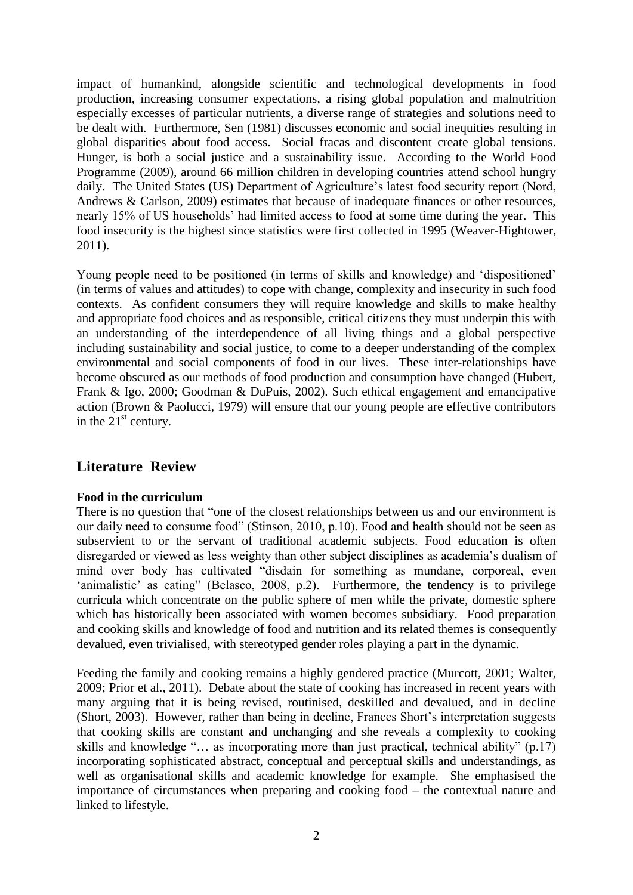impact of humankind, alongside scientific and technological developments in food production, increasing consumer expectations, a rising global population and malnutrition especially excesses of particular nutrients, a diverse range of strategies and solutions need to be dealt with. Furthermore, Sen (1981) discusses economic and social inequities resulting in global disparities about food access. Social fracas and discontent create global tensions. Hunger, is both a social justice and a sustainability issue. According to the World Food Programme (2009), around 66 million children in developing countries attend school hungry daily. The United States (US) Department of Agriculture's latest food security report (Nord, Andrews & Carlson, 2009) estimates that because of inadequate finances or other resources, nearly 15% of US households' had limited access to food at some time during the year. This food insecurity is the highest since statistics were first collected in 1995 (Weaver-Hightower, 2011).

Young people need to be positioned (in terms of skills and knowledge) and 'dispositioned' (in terms of values and attitudes) to cope with change, complexity and insecurity in such food contexts. As confident consumers they will require knowledge and skills to make healthy and appropriate food choices and as responsible, critical citizens they must underpin this with an understanding of the interdependence of all living things and a global perspective including sustainability and social justice, to come to a deeper understanding of the complex environmental and social components of food in our lives. These inter-relationships have become obscured as our methods of food production and consumption have changed (Hubert, Frank & Igo, 2000; Goodman & DuPuis, 2002). Such ethical engagement and emancipative action (Brown & Paolucci, 1979) will ensure that our young people are effective contributors in the 21st century.

## Literature Review

**Food in the curriculum**

There is no question that "one of the closest relationships between us and our environment is our daily need to consume food" (Stinson, 2010, p.10). Food and health should not be seen as subservient to or the servant of traditional academic subjects. Food education is often disregarded or viewed as less weighty than other subject disciplines as academia's dualism of mind over body has cultivated "disdain for something as mundane, corporeal, even 'animalistic' as eating" (Belasco, 2008, p.2). Furthermore, the tendency is to privilege curricula which concentrate on the public sphere of men while the private, domestic sphere which has historically been associated with women becomes subsidiary. Food preparation and cooking skills and knowledge of food and nutrition and its related themes is consequently devalued, even trivialised, with stereotyped gender roles playing a part in the dynamic.

Feeding the family and cooking remains a highly gendered practice (Murcott, 2001; Walter, 2009; Prior et al., 2011). Debate about the state of cooking has increased in recent years with many arguing that it is being revised, routinised, deskilled and devalued, and in decline (Short, 2003). However, rather than being in decline, Frances Short's interpretation suggests that cooking skills are constant and unchanging and she reveals a complexity to cooking skills and knowledge "… as incorporating more than just practical, technical ability" (p.17) incorporating sophisticated abstract, conceptual and perceptual skills and understandings, as well as organisational skills and academic knowledge for example. She emphasised the importance of circumstances when preparing and cooking food – the contextual nature and linked to lifestyle.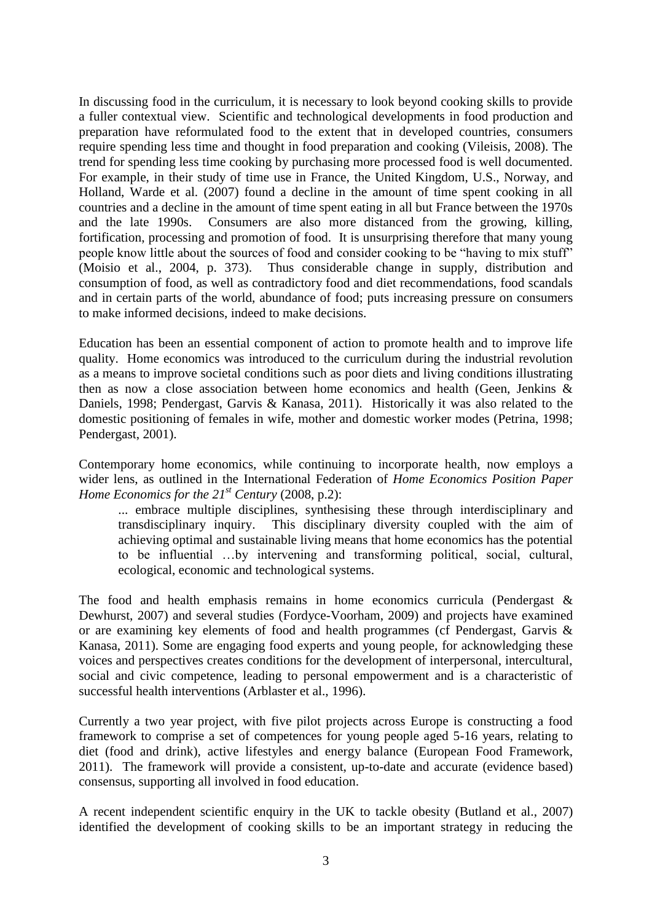In discussing food in the curriculum, it is necessary to look beyond cooking skills to provide a fuller contextual view. Scientific and technological developments in food production and preparation have reformulated food to the extent that in developed countries, consumers require spending less time and thought in food preparation and cooking (Vileisis, 2008). The trend for spending less time cooking by purchasing more processed food is well documented. For example, in their study of time use in France, the United Kingdom, U.S., Norway, and Holland, Warde et al. (2007) found a decline in the amount of time spent cooking in all countries and a decline in the amount of time spent eating in all but France between the 1970s and the late 1990s. Consumers are also more distanced from the growing, killing, fortification, processing and promotion of food. It is unsurprising therefore that many young people know little about the sources of food and consider cooking to be "having to mix stuff" (Moisio et al., 2004, p. 373). Thus considerable change in supply, distribution and consumption of food, as well as contradictory food and diet recommendations, food scandals and in certain parts of the world, abundance of food; puts increasing pressure on consumers to make informed decisions, indeed to make decisions.

Education has been an essential component of action to promote health and to improve life quality. Home economics was introduced to the curriculum during the industrial revolution as a means to improve societal conditions such as poor diets and living conditions illustrating then as now a close association between home economics and health (Geen, Jenkins & Daniels, 1998; Pendergast, Garvis & Kanasa, 2011). Historically it was also related to the domestic positioning of females in wife, mother and domestic worker modes (Petrina, 1998; Pendergast, 2001).

Contemporary home economics, while continuing to incorporate health, now employs a wider lens, as outlined in the International Federation of *Home Economics Position Paper Home Economics for the 21st Century* (2008, p.2):

> ... embrace multiple disciplines, synthesising these through interdisciplinary and transdisciplinary inquiry. This disciplinary diversity coupled with the aim of achieving optimal and sustainable living means that home economics has the potential to be influential …by intervening and transforming political, social, cultural, ecological, economic and technological systems.

The food and health emphasis remains in home economics curricula (Pendergast & Dewhurst, 2007) and several studies (Fordyce-Voorham, 2009) and projects have examined or are examining key elements of food and health programmes (cf Pendergast, Garvis & Kanasa, 2011). Some are engaging food experts and young people, for acknowledging these voices and perspectives creates conditions for the development of interpersonal, intercultural, social and civic competence, leading to personal empowerment and is a characteristic of successful health interventions (Arblaster et al., 1996).

Currently a two year project, with five pilot projects across Europe is constructing a food framework to comprise a set of competences for young people aged 5-16 years, relating to diet (food and drink), active lifestyles and energy balance (European Food Framework, 2011). The framework will provide a consistent, up-to-date and accurate (evidence based) consensus, supporting all involved in food education.

A recent independent scientific enquiry in the UK to tackle obesity (Butland et al., 2007) identified the development of cooking skills to be an important strategy in reducing the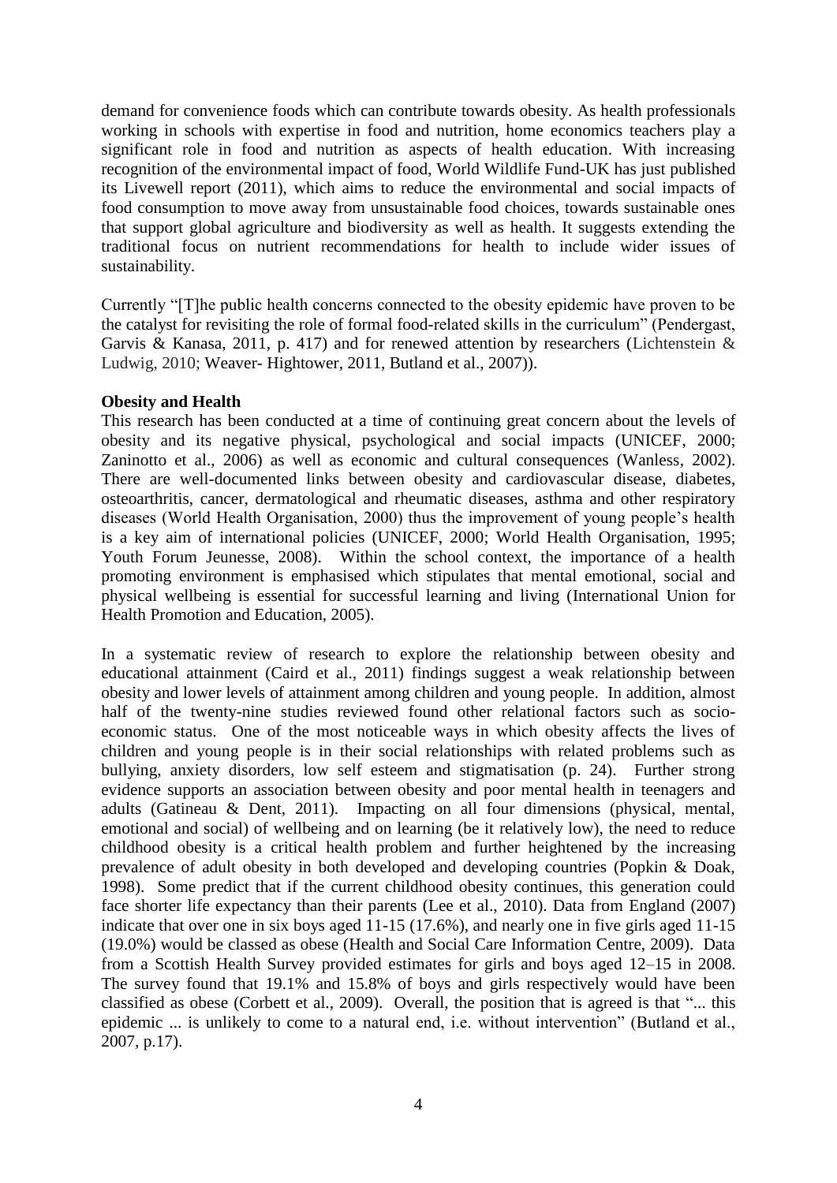demand for convenience foods which can contribute towards obesity. As health professionals working in schools with expertise in food and nutrition, home economics teachers play a significant role in food and nutrition as aspects of health education. With increasing recognition of the environmental impact of food, World Wildlife Fund-UK has just published its Livewell report (2011), which aims to reduce the environmental and social impacts of food consumption to move away from unsustainable food choices, towards sustainable ones that support global agriculture and biodiversity as well as health. It suggests extending the traditional focus on nutrient recommendations for health to include wider issues of sustainability.

Currently "[T]he public health concerns connected to the obesity epidemic have proven to be the catalyst for revisiting the role of formal food-related skills in the curriculum" (Pendergast, Garvis & Kanasa, 2011, p. 417) and for renewed attention by researchers (Lichtenstein & Ludwig, 2010; Weaver- Hightower, 2011, Butland et al., 2007)).

**Obesity and Health**

This research has been conducted at a time of continuing great concern about the levels of obesity and its negative physical, psychological and social impacts (UNICEF, 2000; Zaninotto et al., 2006) as well as economic and cultural consequences (Wanless, 2002). There are well-documented links between obesity and cardiovascular disease, diabetes, osteoarthritis, cancer, dermatological and rheumatic diseases, asthma and other respiratory diseases (World Health Organisation, 2000) thus the improvement of young people's health is a key aim of international policies (UNICEF, 2000; World Health Organisation, 1995; Youth Forum Jeunesse, 2008). Within the school context, the importance of a health promoting environment is emphasised which stipulates that mental emotional, social and physical wellbeing is essential for successful learning and living (International Union for Health Promotion and Education, 2005).

In a systematic review of research to explore the relationship between obesity and educational attainment (Caird et al., 2011) findings suggest a weak relationship between obesity and lower levels of attainment among children and young people. In addition, almost half of the twenty-nine studies reviewed found other relational factors such as socio-economic status. One of the most noticeable ways in which obesity affects the lives of children and young people is in their social relationships with related problems such as bullying, anxiety disorders, low self esteem and stigmatisation (p. 24). Further strong evidence supports an association between obesity and poor mental health in teenagers and adults (Gatineau & Dent, 2011). Impacting on all four dimensions (physical, mental, emotional and social) of wellbeing and on learning (be it relatively low), the need to reduce childhood obesity is a critical health problem and further heightened by the increasing prevalence of adult obesity in both developed and developing countries (Popkin & Doak, 1998). Some predict that if the current childhood obesity continues, this generation could face shorter life expectancy than their parents (Lee et al., 2010). Data from England (2007) indicate that over one in six boys aged 11-15 (17.6%), and nearly one in five girls aged 11-15 (19.0%) would be classed as obese (Health and Social Care Information Centre, 2009). Data from a Scottish Health Survey provided estimates for girls and boys aged 12–15 in 2008. The survey found that 19.1% and 15.8% of boys and girls respectively would have been classified as obese (Corbett et al., 2009). Overall, the position that is agreed is that "... this epidemic ... is unlikely to come to a natural end, i.e. without intervention" (Butland et al., 2007, p.17).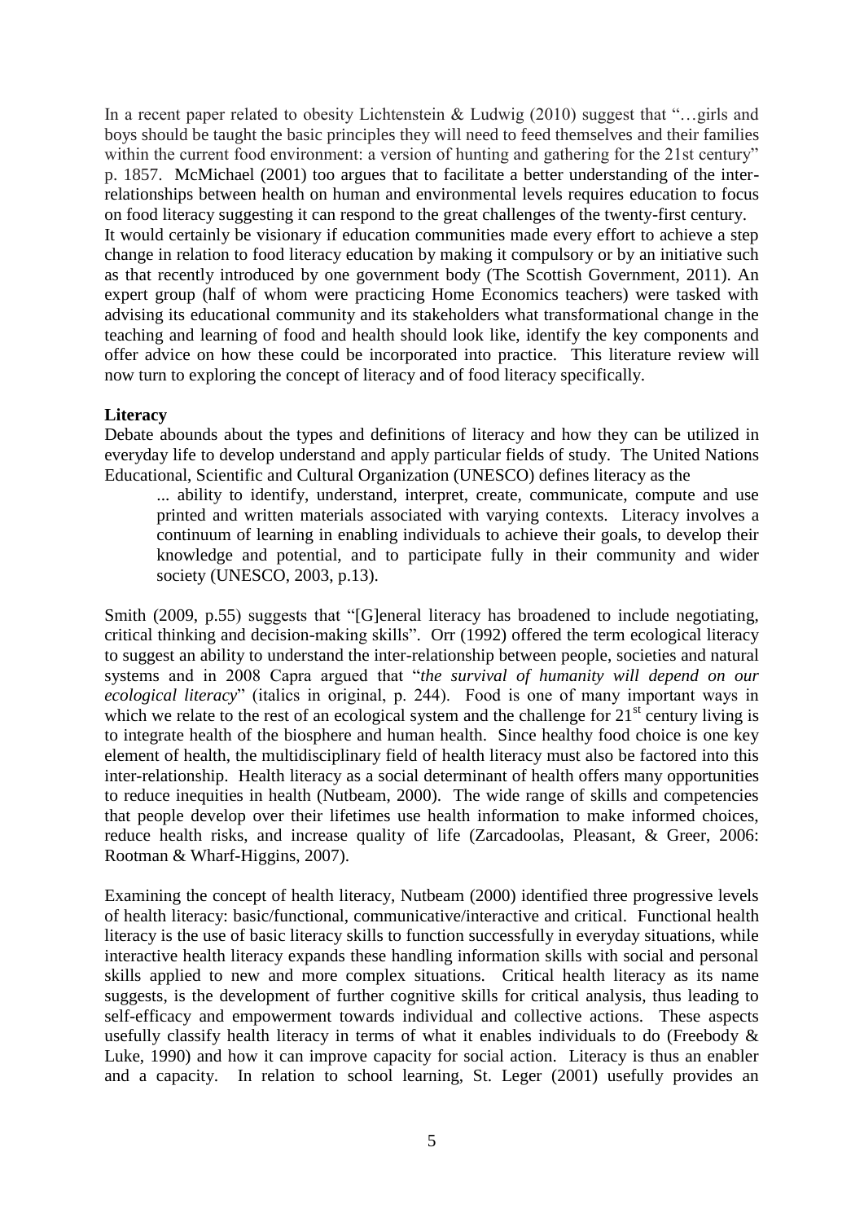In a recent paper related to obesity Lichtenstein & Ludwig (2010) suggest that "…girls and boys should be taught the basic principles they will need to feed themselves and their families within the current food environment: a version of hunting and gathering for the 21st century" p. 1857. McMichael (2001) too argues that to facilitate a better understanding of the inter-relationships between health on human and environmental levels requires education to focus on food literacy suggesting it can respond to the great challenges of the twenty-first century. It would certainly be visionary if education communities made every effort to achieve a step change in relation to food literacy education by making it compulsory or by an initiative such as that recently introduced by one government body (The Scottish Government, 2011). An expert group (half of whom were practicing Home Economics teachers) were tasked with advising its educational community and its stakeholders what transformational change in the teaching and learning of food and health should look like, identify the key components and offer advice on how these could be incorporated into practice. This literature review will now turn to exploring the concept of literacy and of food literacy specifically.

**Literacy**

Debate abounds about the types and definitions of literacy and how they can be utilized in everyday life to develop understand and apply particular fields of study. The United Nations Educational, Scientific and Cultural Organization (UNESCO) defines literacy as the

> ... ability to identify, understand, interpret, create, communicate, compute and use printed and written materials associated with varying contexts. Literacy involves a continuum of learning in enabling individuals to achieve their goals, to develop their knowledge and potential, and to participate fully in their community and wider society (UNESCO, 2003, p.13).

Smith (2009, p.55) suggests that "[G]eneral literacy has broadened to include negotiating, critical thinking and decision-making skills". Orr (1992) offered the term ecological literacy to suggest an ability to understand the inter-relationship between people, societies and natural systems and in 2008 Capra argued that "*the survival of humanity will depend on our ecological literacy*" (italics in original, p. 244). Food is one of many important ways in which we relate to the rest of an ecological system and the challenge for 21st century living is to integrate health of the biosphere and human health. Since healthy food choice is one key element of health, the multidisciplinary field of health literacy must also be factored into this inter-relationship. Health literacy as a social determinant of health offers many opportunities to reduce inequities in health (Nutbeam, 2000). The wide range of skills and competencies that people develop over their lifetimes use health information to make informed choices, reduce health risks, and increase quality of life (Zarcadoolas, Pleasant, & Greer, 2006: Rootman & Wharf-Higgins, 2007).

Examining the concept of health literacy, Nutbeam (2000) identified three progressive levels of health literacy: basic/functional, communicative/interactive and critical. Functional health literacy is the use of basic literacy skills to function successfully in everyday situations, while interactive health literacy expands these handling information skills with social and personal skills applied to new and more complex situations. Critical health literacy as its name suggests, is the development of further cognitive skills for critical analysis, thus leading to self-efficacy and empowerment towards individual and collective actions. These aspects usefully classify health literacy in terms of what it enables individuals to do (Freebody & Luke, 1990) and how it can improve capacity for social action. Literacy is thus an enabler and a capacity. In relation to school learning, St. Leger (2001) usefully provides an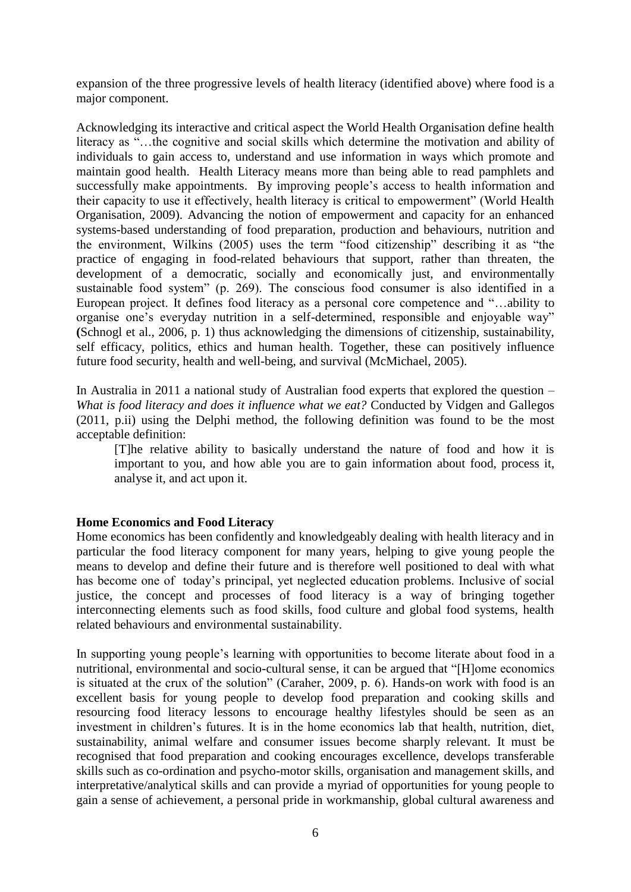expansion of the three progressive levels of health literacy (identified above) where food is a major component.

Acknowledging its interactive and critical aspect the World Health Organisation define health literacy as "…the cognitive and social skills which determine the motivation and ability of individuals to gain access to, understand and use information in ways which promote and maintain good health. Health Literacy means more than being able to read pamphlets and successfully make appointments. By improving people's access to health information and their capacity to use it effectively, health literacy is critical to empowerment" (World Health Organisation, 2009). Advancing the notion of empowerment and capacity for an enhanced systems-based understanding of food preparation, production and behaviours, nutrition and the environment, Wilkins (2005) uses the term "food citizenship" describing it as "the practice of engaging in food-related behaviours that support, rather than threaten, the development of a democratic, socially and economically just, and environmentally sustainable food system" (p. 269). The conscious food consumer is also identified in a European project. It defines food literacy as a personal core competence and "…ability to organise one's everyday nutrition in a self-determined, responsible and enjoyable way" (Schnogl et al., 2006, p. 1) thus acknowledging the dimensions of citizenship, sustainability, self efficacy, politics, ethics and human health. Together, these can positively influence future food security, health and well-being, and survival (McMichael, 2005).

In Australia in 2011 a national study of Australian food experts that explored the question – *What is food literacy and does it influence what we eat?* Conducted by Vidgen and Gallegos (2011, p.ii) using the Delphi method, the following definition was found to be the most acceptable definition:

> [T]he relative ability to basically understand the nature of food and how it is important to you, and how able you are to gain information about food, process it, analyse it, and act upon it.

**Home Economics and Food Literacy**

Home economics has been confidently and knowledgeably dealing with health literacy and in particular the food literacy component for many years, helping to give young people the means to develop and define their future and is therefore well positioned to deal with what has become one of today's principal, yet neglected education problems. Inclusive of social justice, the concept and processes of food literacy is a way of bringing together interconnecting elements such as food skills, food culture and global food systems, health related behaviours and environmental sustainability.

In supporting young people's learning with opportunities to become literate about food in a nutritional, environmental and socio-cultural sense, it can be argued that "[H]ome economics is situated at the crux of the solution" (Caraher, 2009, p. 6). Hands-on work with food is an excellent basis for young people to develop food preparation and cooking skills and resourcing food literacy lessons to encourage healthy lifestyles should be seen as an investment in children's futures. It is in the home economics lab that health, nutrition, diet, sustainability, animal welfare and consumer issues become sharply relevant. It must be recognised that food preparation and cooking encourages excellence, develops transferable skills such as co-ordination and psycho-motor skills, organisation and management skills, and interpretative/analytical skills and can provide a myriad of opportunities for young people to gain a sense of achievement, a personal pride in workmanship, global cultural awareness and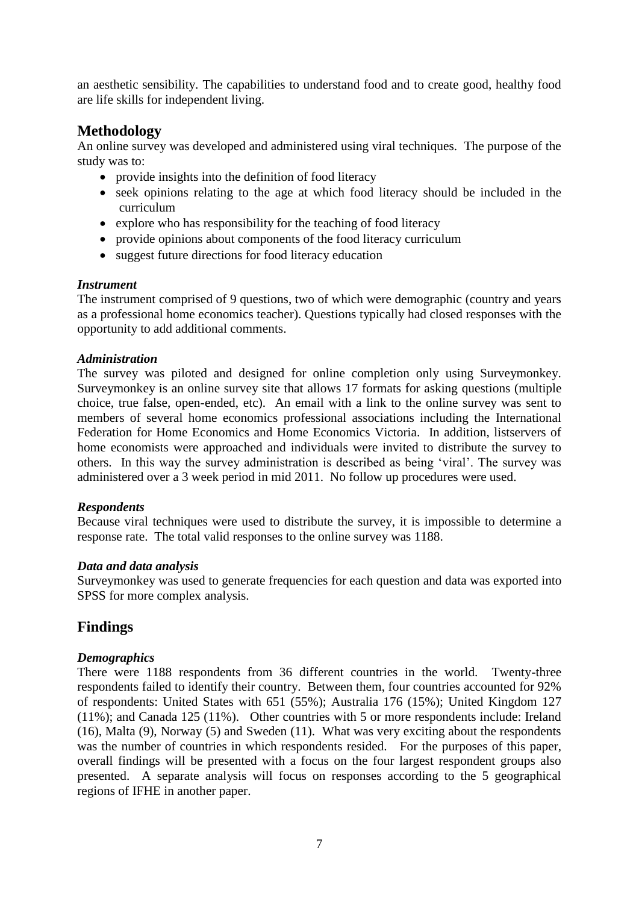an aesthetic sensibility. The capabilities to understand food and to create good, healthy food are life skills for independent living.

## Methodology

An online survey was developed and administered using viral techniques. The purpose of the study was to:

- provide insights into the definition of food literacy
- seek opinions relating to the age at which food literacy should be included in the curriculum
- explore who has responsibility for the teaching of food literacy
- provide opinions about components of the food literacy curriculum
- suggest future directions for food literacy education

### *Instrument*

The instrument comprised of 9 questions, two of which were demographic (country and years as a professional home economics teacher). Questions typically had closed responses with the opportunity to add additional comments.

### *Administration*

The survey was piloted and designed for online completion only using Surveymonkey. Surveymonkey is an online survey site that allows 17 formats for asking questions (multiple choice, true false, open-ended, etc). An email with a link to the online survey was sent to members of several home economics professional associations including the International Federation for Home Economics and Home Economics Victoria. In addition, listservers of home economists were approached and individuals were invited to distribute the survey to others. In this way the survey administration is described as being 'viral'. The survey was administered over a 3 week period in mid 2011. No follow up procedures were used.

### *Respondents*

Because viral techniques were used to distribute the survey, it is impossible to determine a response rate. The total valid responses to the online survey was 1188.

### *Data and data analysis*

Surveymonkey was used to generate frequencies for each question and data was exported into SPSS for more complex analysis.

## Findings

### *Demographics*

There were 1188 respondents from 36 different countries in the world. Twenty-three respondents failed to identify their country. Between them, four countries accounted for 92% of respondents: United States with 651 (55%); Australia 176 (15%); United Kingdom 127 (11%); and Canada 125 (11%). Other countries with 5 or more respondents include: Ireland (16), Malta (9), Norway (5) and Sweden (11). What was very exciting about the respondents was the number of countries in which respondents resided. For the purposes of this paper, overall findings will be presented with a focus on the four largest respondent groups also presented. A separate analysis will focus on responses according to the 5 geographical regions of IFHE in another paper.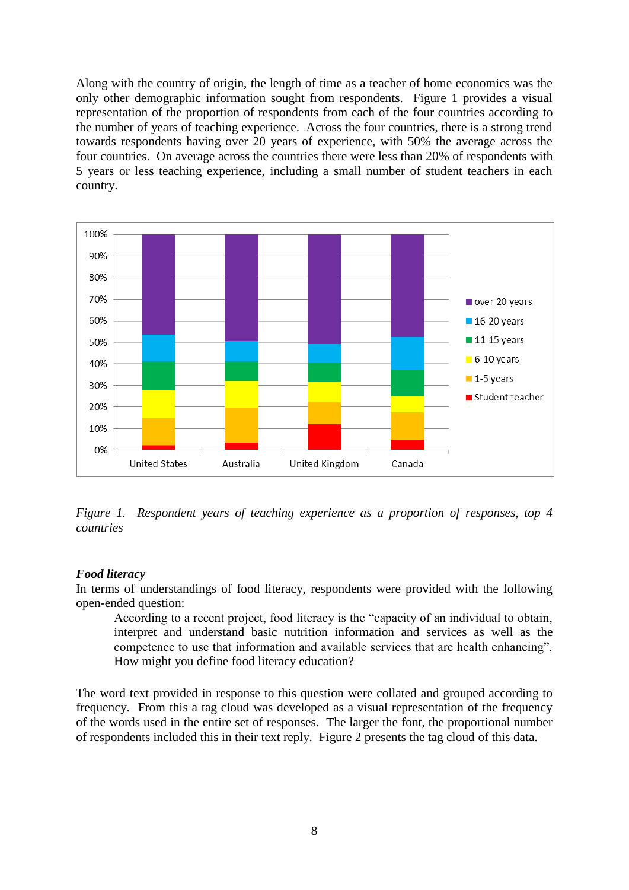Along with the country of origin, the length of time as a teacher of home economics was the only other demographic information sought from respondents. Figure 1 provides a visual representation of the proportion of respondents from each of the four countries according to the number of years of teaching experience. Across the four countries, there is a strong trend towards respondents having over 20 years of experience, with 50% the average across the four countries. On average across the countries there were less than 20% of respondents with 5 years or less teaching experience, including a small number of student teachers in each country.

*Figure 1. Respondent years of teaching experience as a proportion of responses, top 4 countries*

### *Food literacy*

In terms of understandings of food literacy, respondents were provided with the following open-ended question:

> According to a recent project, food literacy is the "capacity of an individual to obtain, interpret and understand basic nutrition information and services as well as the competence to use that information and available services that are health enhancing". How might you define food literacy education?

The word text provided in response to this question were collated and grouped according to frequency. From this a tag cloud was developed as a visual representation of the frequency of the words used in the entire set of responses. The larger the font, the proportional number of respondents included this in their text reply. Figure 2 presents the tag cloud of this data.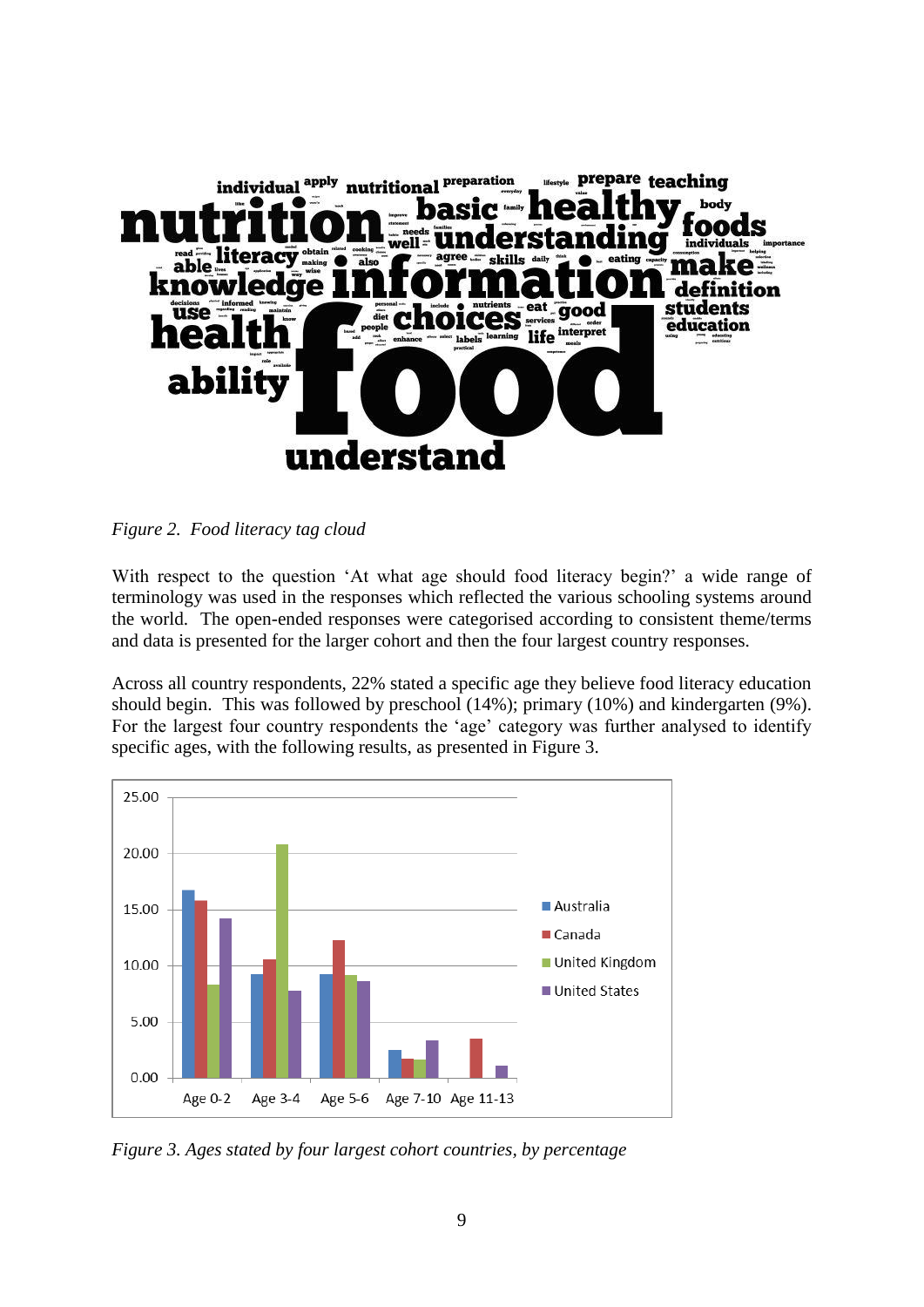*Figure 2. Food literacy tag cloud*

With respect to the question 'At what age should food literacy begin?' a wide range of terminology was used in the responses which reflected the various schooling systems around the world. The open-ended responses were categorised according to consistent theme/terms and data is presented for the larger cohort and then the four largest country responses.

Across all country respondents, 22% stated a specific age they believe food literacy education should begin. This was followed by preschool (14%); primary (10%) and kindergarten (9%). For the largest four country respondents the 'age' category was further analysed to identify specific ages, with the following results, as presented in Figure 3.

*Figure 3. Ages stated by four largest cohort countries, by percentage*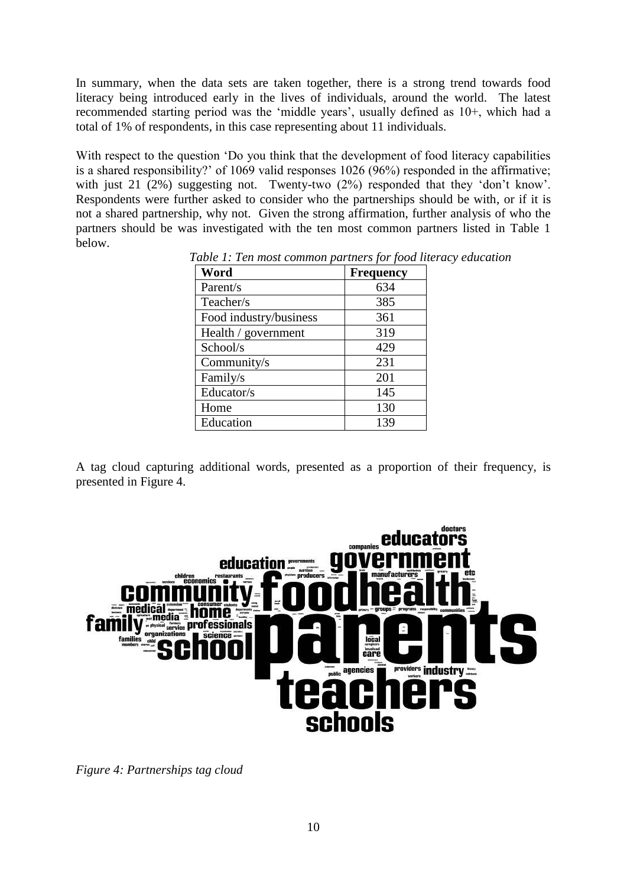In summary, when the data sets are taken together, there is a strong trend towards food literacy being introduced early in the lives of individuals, around the world. The latest recommended starting period was the 'middle years', usually defined as 10+, which had a total of 1% of respondents, in this case representing about 11 individuals.

With respect to the question 'Do you think that the development of food literacy capabilities is a shared responsibility?' of 1069 valid responses 1026 (96%) responded in the affirmative; with just 21 (2%) suggesting not. Twenty-two (2%) responded that they 'don't know'. Respondents were further asked to consider who the partnerships should be with, or if it is not a shared partnership, why not. Given the strong affirmation, further analysis of who the partners should be was investigated with the ten most common partners listed in Table 1 below.

*Table 1: Ten most common partners for food literacy education*

| Word | Frequency |
|---|---|
| Parent/s | 634 |
| Teacher/s | 385 |
| Food industry/business | 361 |
| Health / government | 319 |
| School/s | 429 |
| Community/s | 231 |
| Family/s | 201 |
| Educator/s | 145 |
| Home | 130 |
| Education | 139 |

A tag cloud capturing additional words, presented as a proportion of their frequency, is presented in Figure 4.

*Figure 4: Partnerships tag cloud*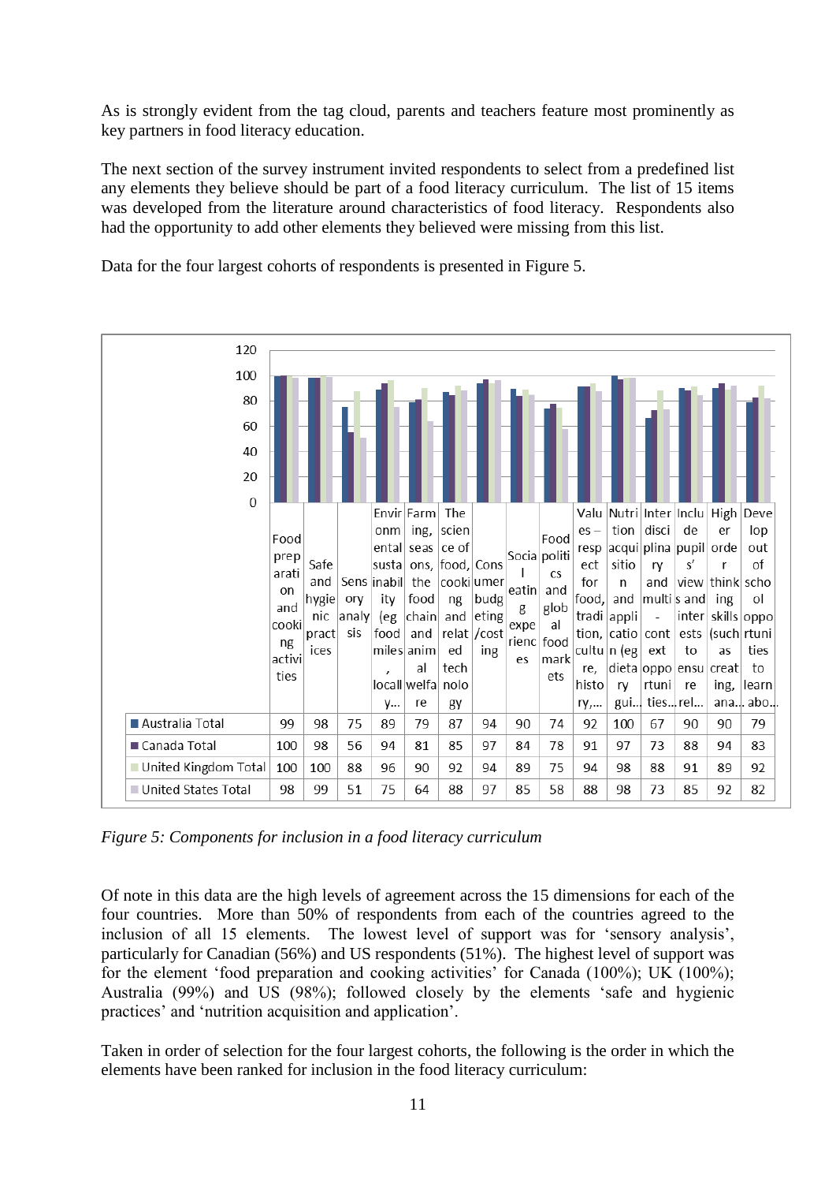As is strongly evident from the tag cloud, parents and teachers feature most prominently as key partners in food literacy education.

The next section of the survey instrument invited respondents to select from a predefined list any elements they believe should be part of a food literacy curriculum. The list of 15 items was developed from the literature around characteristics of food literacy. Respondents also had the opportunity to add other elements they believed were missing from this list.

Data for the four largest cohorts of respondents is presented in Figure 5.

| | Food preparation and cooking activities | Safe and hygienic practices | Sensory analysis | Environmental sustainability (eg food miles, locally... | Farming, seasons, the food chain and animal welfare | The science of food, cooking and related technology | Consumer budgeting/costing | Social eating experiences | Food politics and global food markets | Values – respect for food, tradition, culture, history,... | Nutrition acquisition and application (eg dietary gui... | Interdisciplinary and multi-context opportunities... | Include pupils' views and interests to ensure rel... | Higher order thinking skills (such as creating, ana... | Develop out of school opportunities to learn abo... |
|---|---|---|---|---|---|---|---|---|---|---|---|---|---|---|---|
| Australia Total | 99 | 98 | 75 | 89 | 79 | 87 | 94 | 90 | 74 | 92 | 100 | 67 | 90 | 90 | 79 |
| Canada Total | 100 | 98 | 56 | 94 | 81 | 85 | 97 | 84 | 78 | 91 | 97 | 73 | 88 | 94 | 83 |
| United Kingdom Total | 100 | 100 | 88 | 96 | 90 | 92 | 94 | 89 | 75 | 94 | 98 | 88 | 91 | 89 | 92 |
| United States Total | 98 | 99 | 51 | 75 | 64 | 88 | 97 | 85 | 58 | 88 | 98 | 73 | 85 | 92 | 82 |

*Figure 5: Components for inclusion in a food literacy curriculum*

Of note in this data are the high levels of agreement across the 15 dimensions for each of the four countries. More than 50% of respondents from each of the countries agreed to the inclusion of all 15 elements. The lowest level of support was for 'sensory analysis', particularly for Canadian (56%) and US respondents (51%). The highest level of support was for the element 'food preparation and cooking activities' for Canada (100%); UK (100%); Australia (99%) and US (98%); followed closely by the elements 'safe and hygienic practices' and 'nutrition acquisition and application'.

Taken in order of selection for the four largest cohorts, the following is the order in which the elements have been ranked for inclusion in the food literacy curriculum: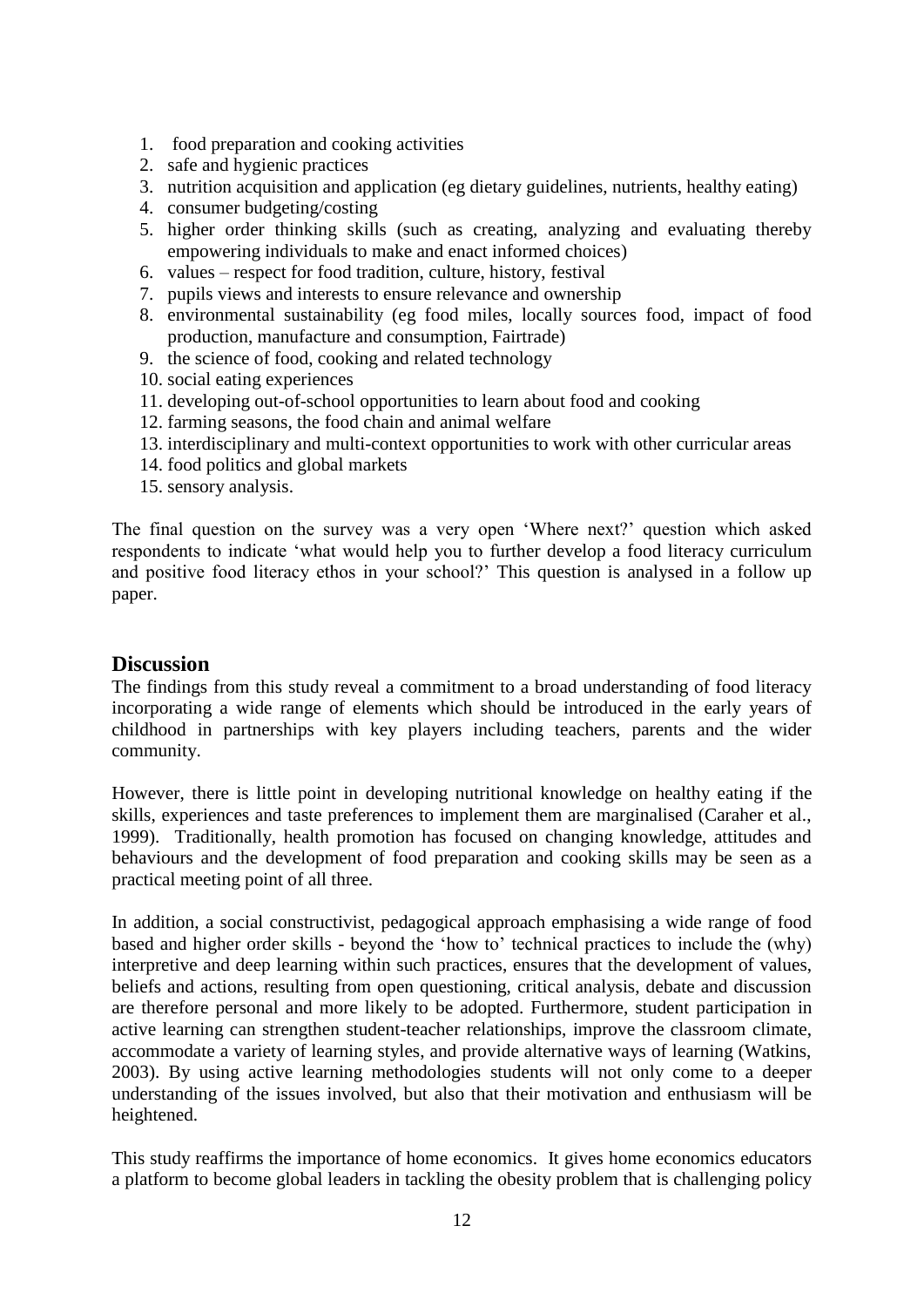1. food preparation and cooking activities
2. safe and hygienic practices
3. nutrition acquisition and application (eg dietary guidelines, nutrients, healthy eating)
4. consumer budgeting/costing
5. higher order thinking skills (such as creating, analyzing and evaluating thereby empowering individuals to make and enact informed choices)
6. values – respect for food tradition, culture, history, festival
7. pupils views and interests to ensure relevance and ownership
8. environmental sustainability (eg food miles, locally sources food, impact of food production, manufacture and consumption, Fairtrade)
9. the science of food, cooking and related technology
10. social eating experiences
11. developing out-of-school opportunities to learn about food and cooking
12. farming seasons, the food chain and animal welfare
13. interdisciplinary and multi-context opportunities to work with other curricular areas
14. food politics and global markets
15. sensory analysis.

The final question on the survey was a very open 'Where next?' question which asked respondents to indicate 'what would help you to further develop a food literacy curriculum and positive food literacy ethos in your school?' This question is analysed in a follow up paper.

## Discussion

The findings from this study reveal a commitment to a broad understanding of food literacy incorporating a wide range of elements which should be introduced in the early years of childhood in partnerships with key players including teachers, parents and the wider community.

However, there is little point in developing nutritional knowledge on healthy eating if the skills, experiences and taste preferences to implement them are marginalised (Caraher et al., 1999). Traditionally, health promotion has focused on changing knowledge, attitudes and behaviours and the development of food preparation and cooking skills may be seen as a practical meeting point of all three.

In addition, a social constructivist, pedagogical approach emphasising a wide range of food based and higher order skills - beyond the 'how to' technical practices to include the (why) interpretive and deep learning within such practices, ensures that the development of values, beliefs and actions, resulting from open questioning, critical analysis, debate and discussion are therefore personal and more likely to be adopted. Furthermore, student participation in active learning can strengthen student-teacher relationships, improve the classroom climate, accommodate a variety of learning styles, and provide alternative ways of learning (Watkins, 2003). By using active learning methodologies students will not only come to a deeper understanding of the issues involved, but also that their motivation and enthusiasm will be heightened.

This study reaffirms the importance of home economics. It gives home economics educators a platform to become global leaders in tackling the obesity problem that is challenging policy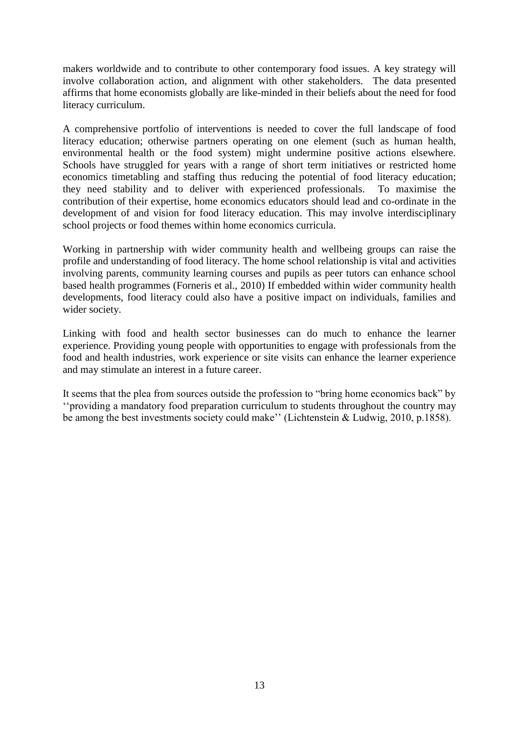makers worldwide and to contribute to other contemporary food issues. A key strategy will involve collaboration action, and alignment with other stakeholders. The data presented affirms that home economists globally are like-minded in their beliefs about the need for food literacy curriculum.

A comprehensive portfolio of interventions is needed to cover the full landscape of food literacy education; otherwise partners operating on one element (such as human health, environmental health or the food system) might undermine positive actions elsewhere. Schools have struggled for years with a range of short term initiatives or restricted home economics timetabling and staffing thus reducing the potential of food literacy education; they need stability and to deliver with experienced professionals. To maximise the contribution of their expertise, home economics educators should lead and co-ordinate in the development of and vision for food literacy education. This may involve interdisciplinary school projects or food themes within home economics curricula.

Working in partnership with wider community health and wellbeing groups can raise the profile and understanding of food literacy. The home school relationship is vital and activities involving parents, community learning courses and pupils as peer tutors can enhance school based health programmes (Forneris et al., 2010) If embedded within wider community health developments, food literacy could also have a positive impact on individuals, families and wider society.

Linking with food and health sector businesses can do much to enhance the learner experience. Providing young people with opportunities to engage with professionals from the food and health industries, work experience or site visits can enhance the learner experience and may stimulate an interest in a future career.

It seems that the plea from sources outside the profession to "bring home economics back" by ''providing a mandatory food preparation curriculum to students throughout the country may be among the best investments society could make'' (Lichtenstein & Ludwig, 2010, p.1858).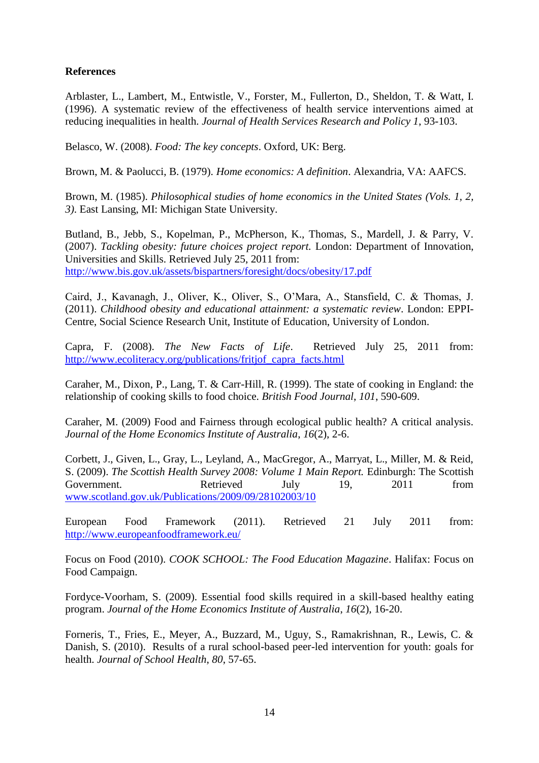**References**

Arblaster, L., Lambert, M., Entwistle, V., Forster, M., Fullerton, D., Sheldon, T. & Watt, I. (1996). A systematic review of the effectiveness of health service interventions aimed at reducing inequalities in health. *Journal of Health Services Research and Policy 1*, 93-103.

Belasco, W. (2008). *Food: The key concepts*. Oxford, UK: Berg.

Brown, M. & Paolucci, B. (1979). *Home economics: A definition*. Alexandria, VA: AAFCS.

Brown, M. (1985). *Philosophical studies of home economics in the United States (Vols. 1, 2, 3)*. East Lansing, MI: Michigan State University.

Butland, B., Jebb, S., Kopelman, P., McPherson, K., Thomas, S., Mardell, J. & Parry, V. (2007). *Tackling obesity: future choices project report.* London: Department of Innovation, Universities and Skills. Retrieved July 25, 2011 from: http://www.bis.gov.uk/assets/bispartners/foresight/docs/obesity/17.pdf

Caird, J., Kavanagh, J., Oliver, K., Oliver, S., O'Mara, A., Stansfield, C. & Thomas, J. (2011). *Childhood obesity and educational attainment: a systematic review*. London: EPPI-Centre, Social Science Research Unit, Institute of Education, University of London.

Capra, F. (2008). *The New Facts of Life*. Retrieved July 25, 2011 from: http://www.ecoliteracy.org/publications/fritjof_capra_facts.html

Caraher, M., Dixon, P., Lang, T. & Carr-Hill, R. (1999). The state of cooking in England: the relationship of cooking skills to food choice. *British Food Journal*, *101*, 590-609.

Caraher, M. (2009) Food and Fairness through ecological public health? A critical analysis. *Journal of the Home Economics Institute of Australia*, *16*(2), 2-6.

Corbett, J., Given, L., Gray, L., Leyland, A., MacGregor, A., Marryat, L., Miller, M. & Reid, S. (2009). *The Scottish Health Survey 2008: Volume 1 Main Report.* Edinburgh: The Scottish Government. Retrieved July 19, 2011 from www.scotland.gov.uk/Publications/2009/09/28102003/10

European Food Framework (2011). Retrieved 21 July 2011 from: http://www.europeanfoodframework.eu/

Focus on Food (2010). *COOK SCHOOL: The Food Education Magazine*. Halifax: Focus on Food Campaign.

Fordyce-Voorham, S. (2009). Essential food skills required in a skill-based healthy eating program. *Journal of the Home Economics Institute of Australia*, *16*(2), 16-20.

Forneris, T., Fries, E., Meyer, A., Buzzard, M., Uguy, S., Ramakrishnan, R., Lewis, C. & Danish, S. (2010). Results of a rural school-based peer-led intervention for youth: goals for health. *Journal of School Health*, *80*, 57-65.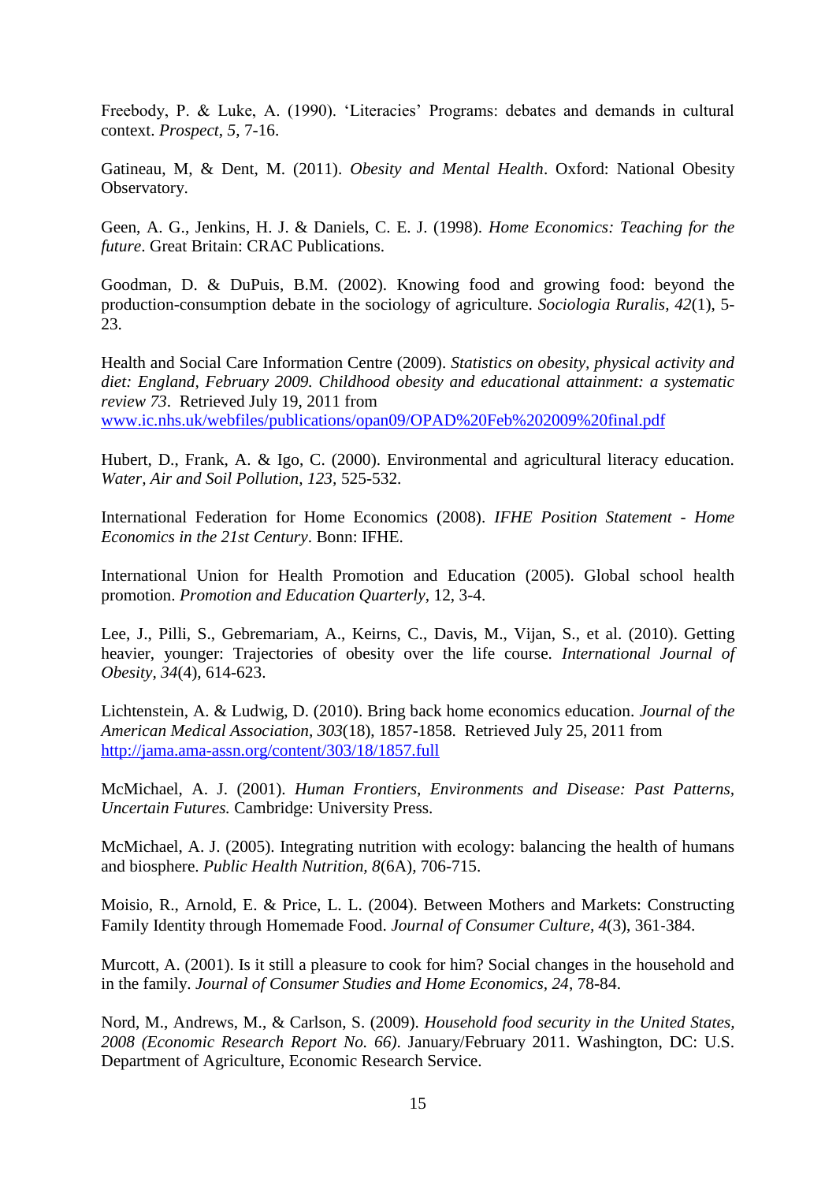Freebody, P. & Luke, A. (1990). ‘Literacies’ Programs: debates and demands in cultural context. *Prospect*, *5*, 7-16.

Gatineau, M, & Dent, M. (2011). *Obesity and Mental Health*. Oxford: National Obesity Observatory.

Geen, A. G., Jenkins, H. J. & Daniels, C. E. J. (1998). *Home Economics: Teaching for the future*. Great Britain: CRAC Publications.

Goodman, D. & DuPuis, B.M. (2002). Knowing food and growing food: beyond the production-consumption debate in the sociology of agriculture. *Sociologia Ruralis*, *42*(1), 5-23.

Health and Social Care Information Centre (2009). *Statistics on obesity, physical activity and diet: England, February 2009. Childhood obesity and educational attainment: a systematic review 73*. Retrieved July 19, 2011 from www.ic.nhs.uk/webfiles/publications/opan09/OPAD%20Feb%202009%20final.pdf

Hubert, D., Frank, A. & Igo, C. (2000). Environmental and agricultural literacy education. *Water, Air and Soil Pollution*, *123*, 525-532.

International Federation for Home Economics (2008). *IFHE Position Statement - Home Economics in the 21st Century*. Bonn: IFHE.

International Union for Health Promotion and Education (2005). Global school health promotion. *Promotion and Education Quarterly*, 12, 3-4.

Lee, J., Pilli, S., Gebremariam, A., Keirns, C., Davis, M., Vijan, S., et al. (2010). Getting heavier, younger: Trajectories of obesity over the life course. *International Journal of Obesity*, *34*(4), 614-623.

Lichtenstein, A. & Ludwig, D. (2010). Bring back home economics education. *Journal of the American Medical Association*, *303*(18), 1857-1858. Retrieved July 25, 2011 from http://jama.ama-assn.org/content/303/18/1857.full

McMichael, A. J. (2001). *Human Frontiers, Environments and Disease: Past Patterns, Uncertain Futures.* Cambridge: University Press.

McMichael, A. J. (2005). Integrating nutrition with ecology: balancing the health of humans and biosphere. *Public Health Nutrition*, *8*(6A), 706-715.

Moisio, R., Arnold, E. & Price, L. L. (2004). Between Mothers and Markets: Constructing Family Identity through Homemade Food. *Journal of Consumer Culture*, *4*(3), 361-384.

Murcott, A. (2001). Is it still a pleasure to cook for him? Social changes in the household and in the family. *Journal of Consumer Studies and Home Economics*, *24*, 78-84.

Nord, M., Andrews, M., & Carlson, S. (2009). *Household food security in the United States, 2008 (Economic Research Report No. 66)*. January/February 2011. Washington, DC: U.S. Department of Agriculture, Economic Research Service.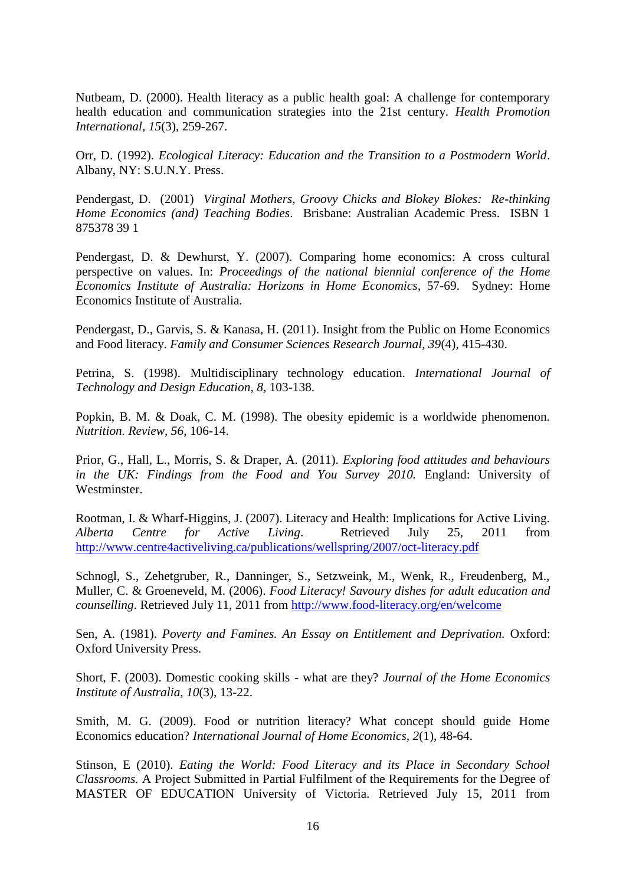Nutbeam, D. (2000). Health literacy as a public health goal: A challenge for contemporary health education and communication strategies into the 21st century. *Health Promotion International*, *15*(3), 259-267.

Orr, D. (1992). *Ecological Literacy: Education and the Transition to a Postmodern World*. Albany, NY: S.U.N.Y. Press.

Pendergast, D. (2001) *Virginal Mothers, Groovy Chicks and Blokey Blokes: Re-thinking Home Economics (and) Teaching Bodies*. Brisbane: Australian Academic Press. ISBN 1 875378 39 1

Pendergast, D. & Dewhurst, Y. (2007). Comparing home economics: A cross cultural perspective on values. In: *Proceedings of the national biennial conference of the Home Economics Institute of Australia: Horizons in Home Economics*, 57-69. Sydney: Home Economics Institute of Australia.

Pendergast, D., Garvis, S. & Kanasa, H. (2011). Insight from the Public on Home Economics and Food literacy. *Family and Consumer Sciences Research Journal, 39*(4), 415-430.

Petrina, S. (1998). Multidisciplinary technology education. *International Journal of Technology and Design Education, 8*, 103-138.

Popkin, B. M. & Doak, C. M. (1998). The obesity epidemic is a worldwide phenomenon. *Nutrition. Review, 56*, 106-14.

Prior, G., Hall, L., Morris, S. & Draper, A. (2011). *Exploring food attitudes and behaviours in the UK: Findings from the Food and You Survey 2010.* England: University of Westminster.

Rootman, I. & Wharf-Higgins, J. (2007). Literacy and Health: Implications for Active Living. *Alberta Centre for Active Living*. Retrieved July 25, 2011 from http://www.centre4activeliving.ca/publications/wellspring/2007/oct-literacy.pdf

Schnogl, S., Zehetgruber, R., Danninger, S., Setzweink, M., Wenk, R., Freudenberg, M., Muller, C. & Groeneveld, M. (2006). *Food Literacy! Savoury dishes for adult education and counselling*. Retrieved July 11, 2011 from http://www.food-literacy.org/en/welcome

Sen, A. (1981). *Poverty and Famines. An Essay on Entitlement and Deprivation.* Oxford: Oxford University Press.

Short, F. (2003). Domestic cooking skills - what are they? *Journal of the Home Economics Institute of Australia, 10*(3), 13-22.

Smith, M. G. (2009). Food or nutrition literacy? What concept should guide Home Economics education? *International Journal of Home Economics, 2*(1), 48-64.

Stinson, E (2010). *Eating the World: Food Literacy and its Place in Secondary School Classrooms.* A Project Submitted in Partial Fulfilment of the Requirements for the Degree of MASTER OF EDUCATION University of Victoria. Retrieved July 15, 2011 from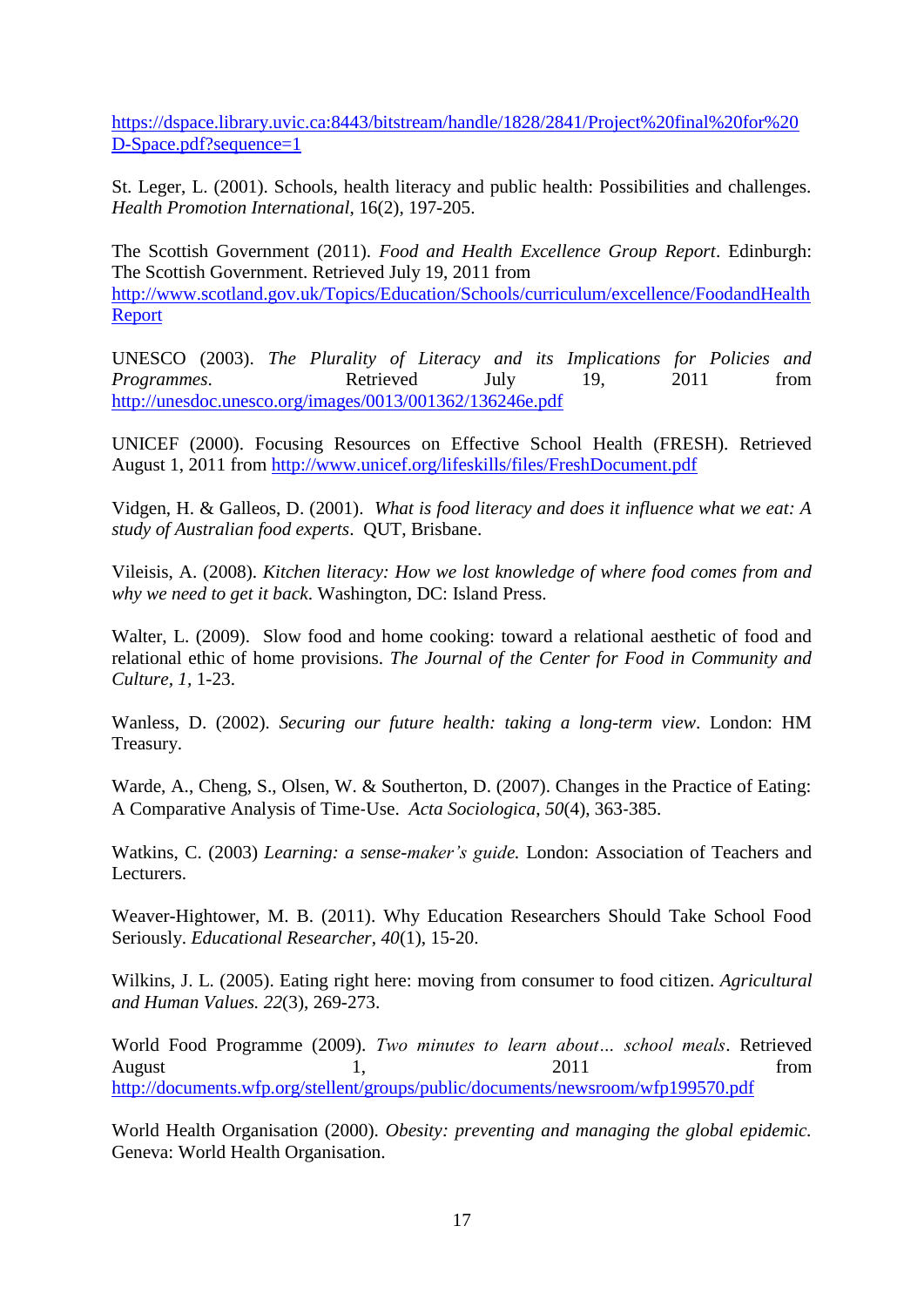https://dspace.library.uvic.ca:8443/bitstream/handle/1828/2841/Project%20final%20for%20D-Space.pdf?sequence=1

St. Leger, L. (2001). Schools, health literacy and public health: Possibilities and challenges. *Health Promotion International*, 16(2), 197-205.

The Scottish Government (2011). *Food and Health Excellence Group Report*. Edinburgh: The Scottish Government. Retrieved July 19, 2011 from http://www.scotland.gov.uk/Topics/Education/Schools/curriculum/excellence/FoodandHealthReport

UNESCO (2003). *The Plurality of Literacy and its Implications for Policies and Programmes*. Retrieved July 19, 2011 from http://unesdoc.unesco.org/images/0013/001362/136246e.pdf

UNICEF (2000). Focusing Resources on Effective School Health (FRESH). Retrieved August 1, 2011 from http://www.unicef.org/lifeskills/files/FreshDocument.pdf

Vidgen, H. & Galleos, D. (2001). *What is food literacy and does it influence what we eat: A study of Australian food experts*. QUT, Brisbane.

Vileisis, A. (2008). *Kitchen literacy: How we lost knowledge of where food comes from and why we need to get it back.* Washington, DC: Island Press.

Walter, L. (2009). Slow food and home cooking: toward a relational aesthetic of food and relational ethic of home provisions. *The Journal of the Center for Food in Community and Culture*, *1*, 1-23.

Wanless, D. (2002). *Securing our future health: taking a long-term view*. London: HM Treasury.

Warde, A., Cheng, S., Olsen, W. & Southerton, D. (2007). Changes in the Practice of Eating: A Comparative Analysis of Time-Use. *Acta Sociologica*, *50*(4), 363-385.

Watkins, C. (2003) *Learning: a sense-maker's guide.* London: Association of Teachers and Lecturers.

Weaver-Hightower, M. B. (2011). Why Education Researchers Should Take School Food Seriously. *Educational Researcher*, *40*(1), 15-20.

Wilkins, J. L. (2005). Eating right here: moving from consumer to food citizen. *Agricultural and Human Values. 22*(3), 269-273.

World Food Programme (2009). *Two minutes to learn about… school meals*. Retrieved August 1, 2011 from http://documents.wfp.org/stellent/groups/public/documents/newsroom/wfp199570.pdf

World Health Organisation (2000). *Obesity: preventing and managing the global epidemic.* Geneva: World Health Organisation.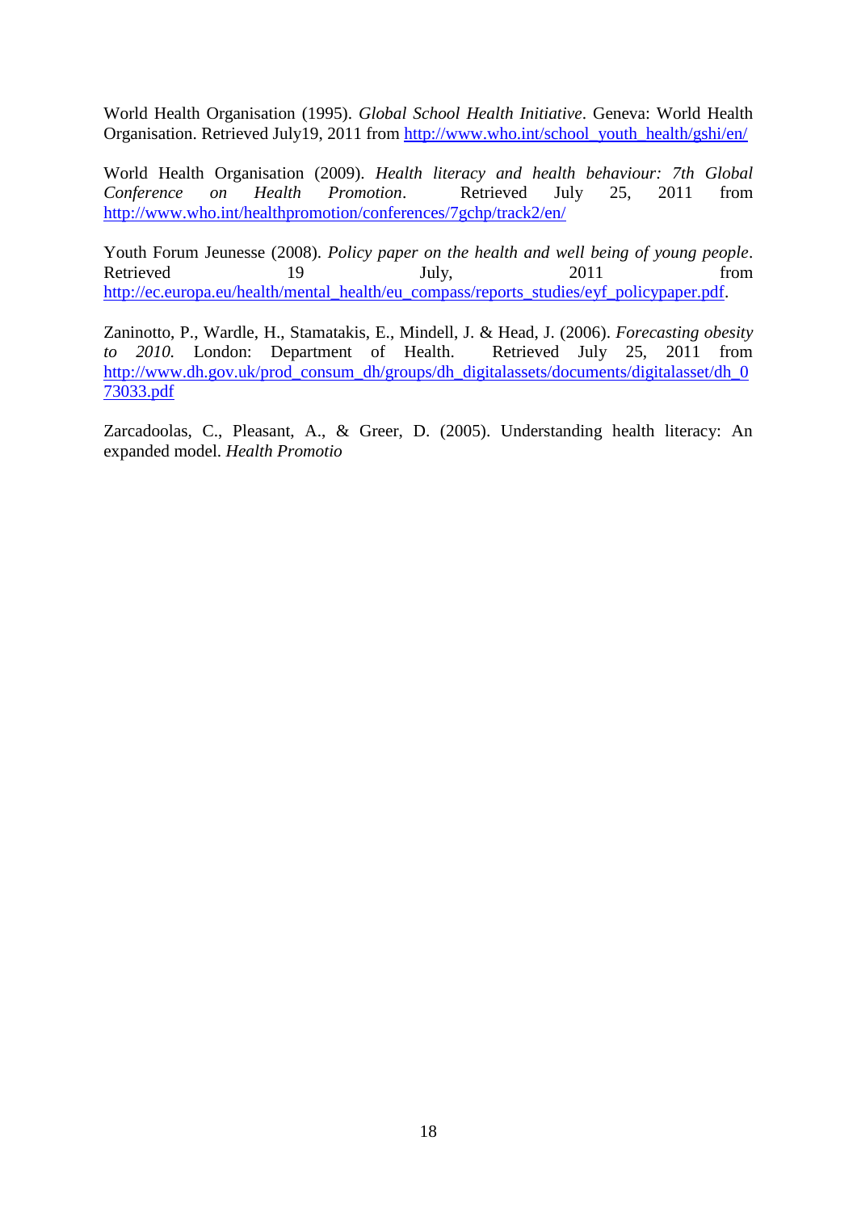World Health Organisation (1995). *Global School Health Initiative*. Geneva: World Health Organisation. Retrieved July19, 2011 from http://www.who.int/school_youth_health/gshi/en/

World Health Organisation (2009). *Health literacy and health behaviour: 7th Global Conference on Health Promotion*. Retrieved July 25, 2011 from http://www.who.int/healthpromotion/conferences/7gchp/track2/en/

Youth Forum Jeunesse (2008). *Policy paper on the health and well being of young people*. Retrieved 19 July, 2011 from http://ec.europa.eu/health/mental_health/eu_compass/reports_studies/eyf_policypaper.pdf.

Zaninotto, P., Wardle, H., Stamatakis, E., Mindell, J. & Head, J. (2006). *Forecasting obesity to 2010.* London: Department of Health. Retrieved July 25, 2011 from http://www.dh.gov.uk/prod_consum_dh/groups/dh_digitalassets/documents/digitalasset/dh_073033.pdf

Zarcadoolas, C., Pleasant, A., & Greer, D. (2005). Understanding health literacy: An expanded model. *Health Promotio*